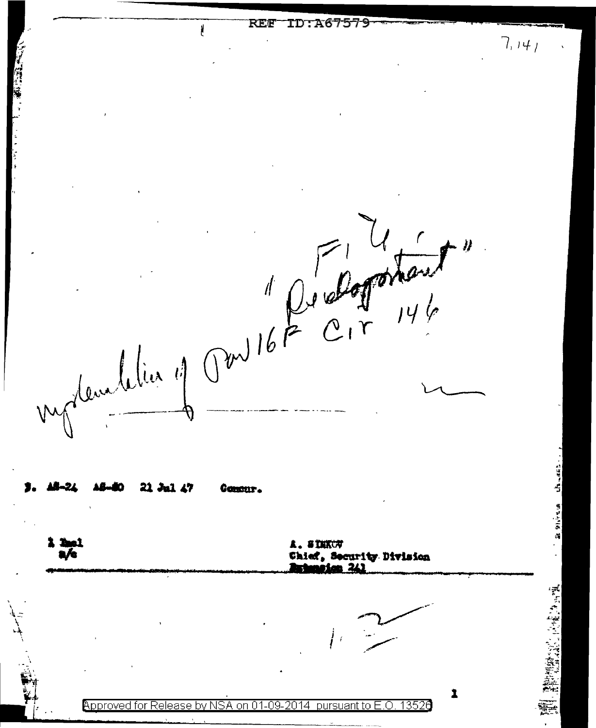7,141

"F.U. "Predeparture"

Implementation of AR 16F Cir 146

3. AS-24 AS-80 21 Jul 47 Concur.

1 Incl
n/c

A. SINKOV
Chief, Security Division
Extension 241

Approved for Release by NSA on 01-09-2014 pursuant to E.O. 13526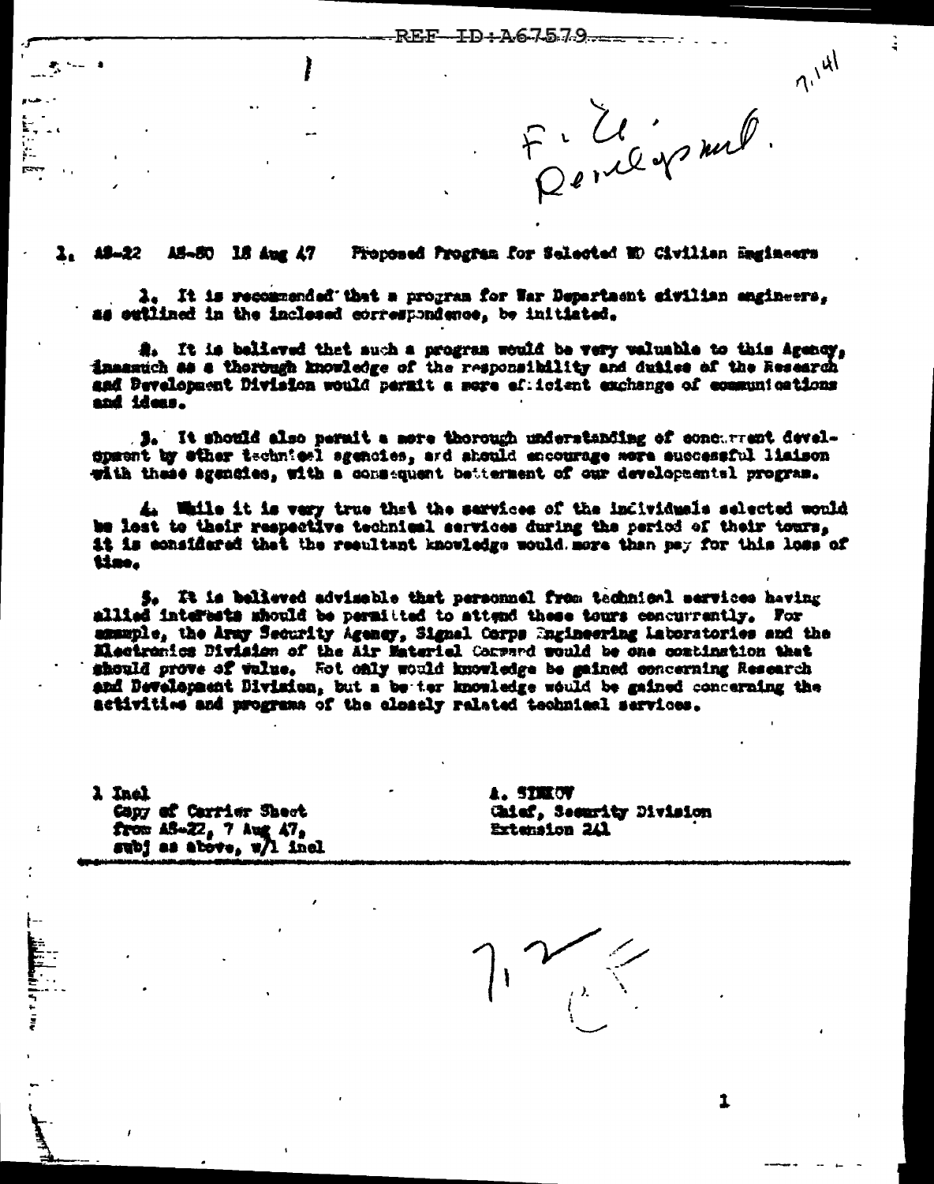REF ID:A67579

7.141

F. W. Development.

1. AS-22 AS-80 18 Aug 47 Proposed Program for Selected WD Civilian Engineers

1. It is recommended that a program for War Department civilian engineers, as outlined in the inclosed correspondence, be initiated.

2. It is believed that such a program would be very valuable to this Agency, inasmuch as a thorough knowledge of the responsibility and duties of the Research and Development Division would permit a more efficient exchange of communications and ideas.

3. It should also permit a more thorough understanding of concurrent development by other technical agencies, and should encourage more successful liaison with these agencies, with a consequent betterment of our developmental program.

4. While it is very true that the services of the individuals selected would be lost to their respective technical services during the period of their tours, it is considered that the resultant knowledge would more than pay for this loss of time.

5. It is believed advisable that personnel from technical services having allied interests should be permitted to attend these tours concurrently. For example, the Army Security Agency, Signal Corps Engineering Laboratories and the Electronics Division of the Air Materiel Command would be one combination that should prove of value. Not only would knowledge be gained concerning Research and Development Division, but a better knowledge would be gained concerning the activities and programs of the closely related technical services.

1 Incl
Copy of Carrier Sheet
from AS-22, 7 Aug 47,
subj as above, w/1 incl

A. SINKOV
Chief, Security Division
Extension 241

7.2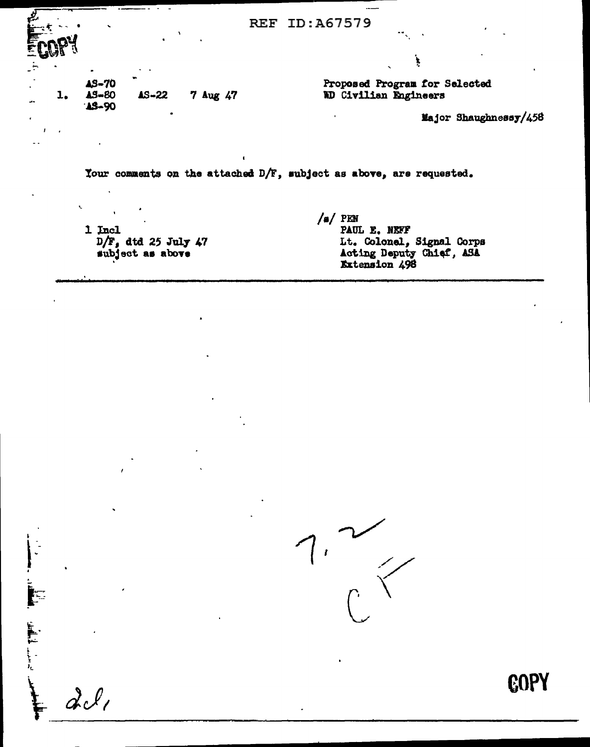REF ID:A67579

COPY

| | | | | |
|---|---|---|---|---|
| 1. | AS-70<br>AS-80<br>AS-90 | AS-22 | 7 Aug 47 | Proposed Program for Selected WD Civilian Engineers |

Major Shaughnessy/458

Your comments on the attached D/F, subject as above, are requested.

1 Incl
D/F, dtd 25 July 47
subject as above

/s/ PEN
PAUL E. NEFF
Lt. Colonel, Signal Corps
Acting Deputy Chief, ASA
Extension 498

7, 2
CF

dcl,

COPY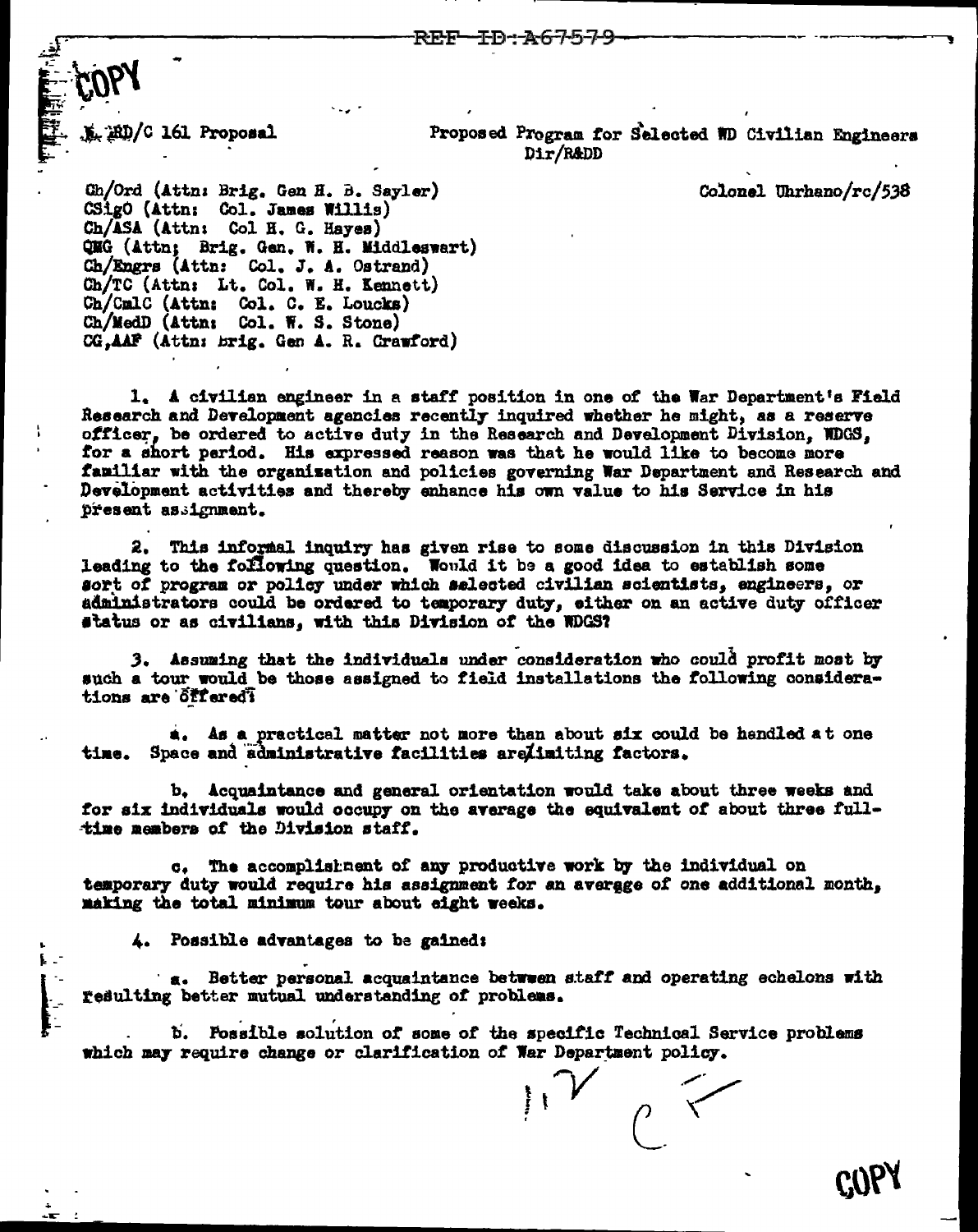REF ID:A67579

COPY

R&D/C 161 Proposal

Proposed Program for Selected WD Civilian Engineers
Dir/R&DD

Ch/Ord (Attn: Brig. Gen H. B. Sayler)
CSigO (Attn: Col. James Willis)
Ch/ASA (Attn: Col H. G. Hayes)
QMG (Attn: Brig. Gen. W. H. Middleswart)
Ch/Engrs (Attn: Col. J. A. Ostrand)
Ch/TC (Attn: Lt. Col. W. H. Kennett)
Ch/CmlC (Attn: Col. C. E. Loucks)
Ch/MedD (Attn: Col. W. S. Stone)
CG,AAF (Attn: Brig. Gen A. R. Crawford)

Colonel Uhrhano/rc/538

1. A civilian engineer in a staff position in one of the War Department's Field Research and Development agencies recently inquired whether he might, as a reserve officer, be ordered to active duty in the Research and Development Division, WDGS, for a short period. His expressed reason was that he would like to become more familiar with the organization and policies governing War Department and Research and Development activities and thereby enhance his own value to his Service in his present assignment.

2. This informal inquiry has given rise to some discussion in this Division leading to the following question. Would it be a good idea to establish some sort of program or policy under which selected civilian scientists, engineers, or administrators could be ordered to temporary duty, either on an active duty officer status or as civilians, with this Division of the WDGS?

3. Assuming that the individuals under consideration who could profit most by such a tour would be those assigned to field installations the following considerations are offered:

a. As a practical matter not more than about six could be handled at one time. Space and administrative facilities are limiting factors.

b. Acquaintance and general orientation would take about three weeks and for six individuals would occupy on the average the equivalent of about three full-time members of the Division staff.

c. The accomplishment of any productive work by the individual on temporary duty would require his assignment for an average of one additional month, making the total minimum tour about eight weeks.

4. Possible advantages to be gained:

a. Better personal acquaintance between staff and operating echelons with resulting better mutual understanding of problems.

b. Possible solution of some of the specific Technical Service problems which may require change or clarification of War Department policy.

COPY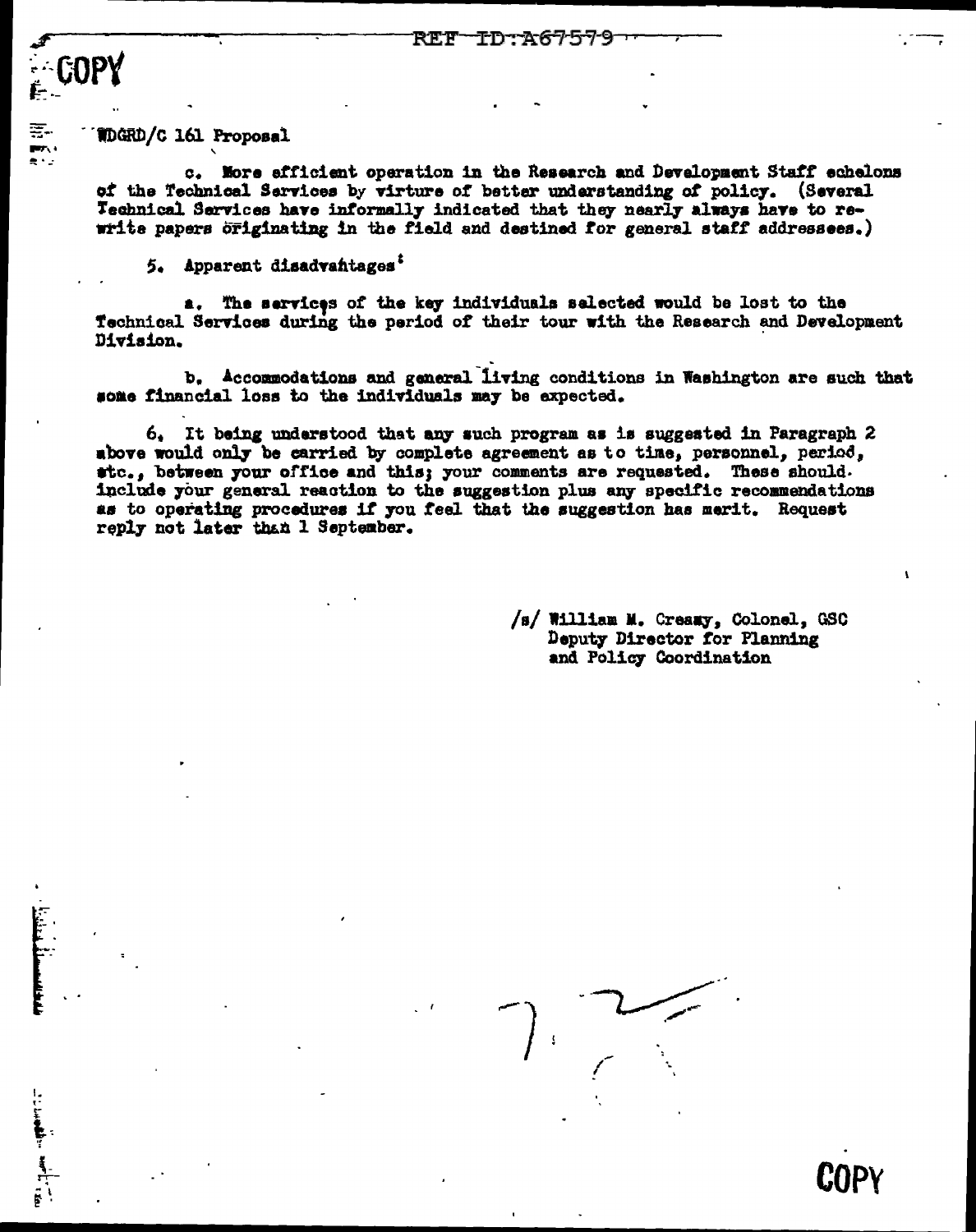COPY

WDGRD/C 161 Proposal

c. More efficient operation in the Research and Development Staff echelons of the Technical Services by virtue of better understanding of policy. (Several Technical Services have informally indicated that they nearly always have to re-write papers originating in the field and destined for general staff addressees.)

5. Apparent disadvantages:

a. The services of the key individuals selected would be lost to the Technical Services during the period of their tour with the Research and Development Division.

b. Accommodations and general living conditions in Washington are such that some financial loss to the individuals may be expected.

6. It being understood that any such program as is suggested in Paragraph 2 above would only be carried by complete agreement as to time, personnel, period, etc., between your office and this; your comments are requested. These should include your general reaction to the suggestion plus any specific recommendations as to operating procedures if you feel that the suggestion has merit. Request reply not later than 1 September.

/s/ William M. Creasy, Colonel, GSC
Deputy Director for Planning
and Policy Coordination

COPY